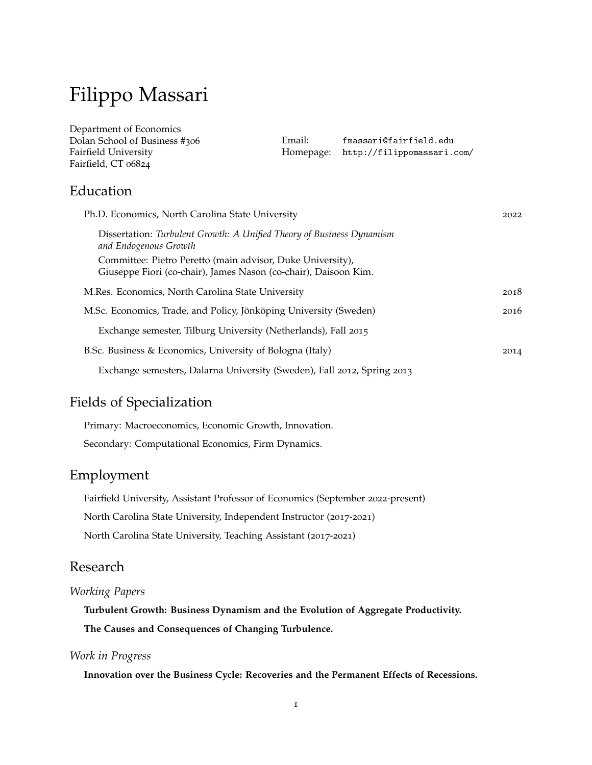# Filippo Massari

Department of Economics
Dolan School of Business #306
Fairfield University
Fairfield, CT 06824

Email: fmassari@fairfield.edu
Homepage: http://filippomassari.com/

## Education

Ph.D. Economics, North Carolina State University — 2022

Dissertation: *Turbulent Growth: A Unified Theory of Business Dynamism and Endogenous Growth*

Committee: Pietro Peretto (main advisor, Duke University), Giuseppe Fiori (co-chair), James Nason (co-chair), Daisoon Kim.

M.Res. Economics, North Carolina State University — 2018

M.Sc. Economics, Trade, and Policy, Jönköping University (Sweden) — 2016

Exchange semester, Tilburg University (Netherlands), Fall 2015

B.Sc. Business & Economics, University of Bologna (Italy) — 2014

Exchange semesters, Dalarna University (Sweden), Fall 2012, Spring 2013

## Fields of Specialization

Primary: Macroeconomics, Economic Growth, Innovation.

Secondary: Computational Economics, Firm Dynamics.

## Employment

Fairfield University, Assistant Professor of Economics (September 2022-present)

North Carolina State University, Independent Instructor (2017-2021)

North Carolina State University, Teaching Assistant (2017-2021)

## Research

### *Working Papers*

**Turbulent Growth: Business Dynamism and the Evolution of Aggregate Productivity.**

**The Causes and Consequences of Changing Turbulence.**

### *Work in Progress*

**Innovation over the Business Cycle: Recoveries and the Permanent Effects of Recessions.**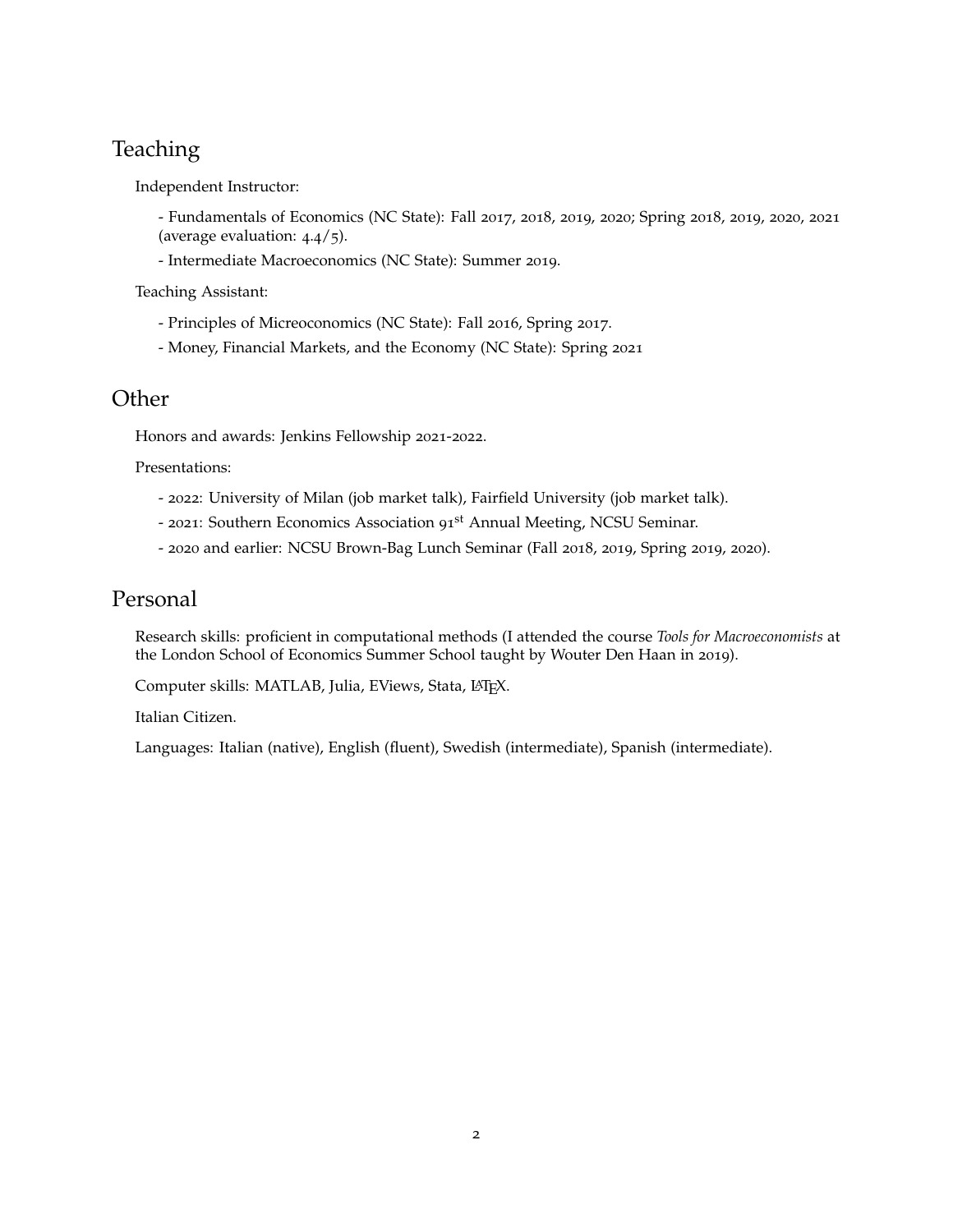## Teaching

Independent Instructor:

- Fundamentals of Economics (NC State): Fall 2017, 2018, 2019, 2020; Spring 2018, 2019, 2020, 2021 (average evaluation: 4.4/5).

- Intermediate Macroeconomics (NC State): Summer 2019.

Teaching Assistant:

- Principles of Microeconomics (NC State): Fall 2016, Spring 2017.

- Money, Financial Markets, and the Economy (NC State): Spring 2021

## Other

Honors and awards: Jenkins Fellowship 2021-2022.

Presentations:

- 2022: University of Milan (job market talk), Fairfield University (job market talk).

- 2021: Southern Economics Association 91st Annual Meeting, NCSU Seminar.

- 2020 and earlier: NCSU Brown-Bag Lunch Seminar (Fall 2018, 2019, Spring 2019, 2020).

## Personal

Research skills: proficient in computational methods (I attended the course *Tools for Macroeconomists* at the London School of Economics Summer School taught by Wouter Den Haan in 2019).

Computer skills: MATLAB, Julia, EViews, Stata, LaTeX.

Italian Citizen.

Languages: Italian (native), English (fluent), Swedish (intermediate), Spanish (intermediate).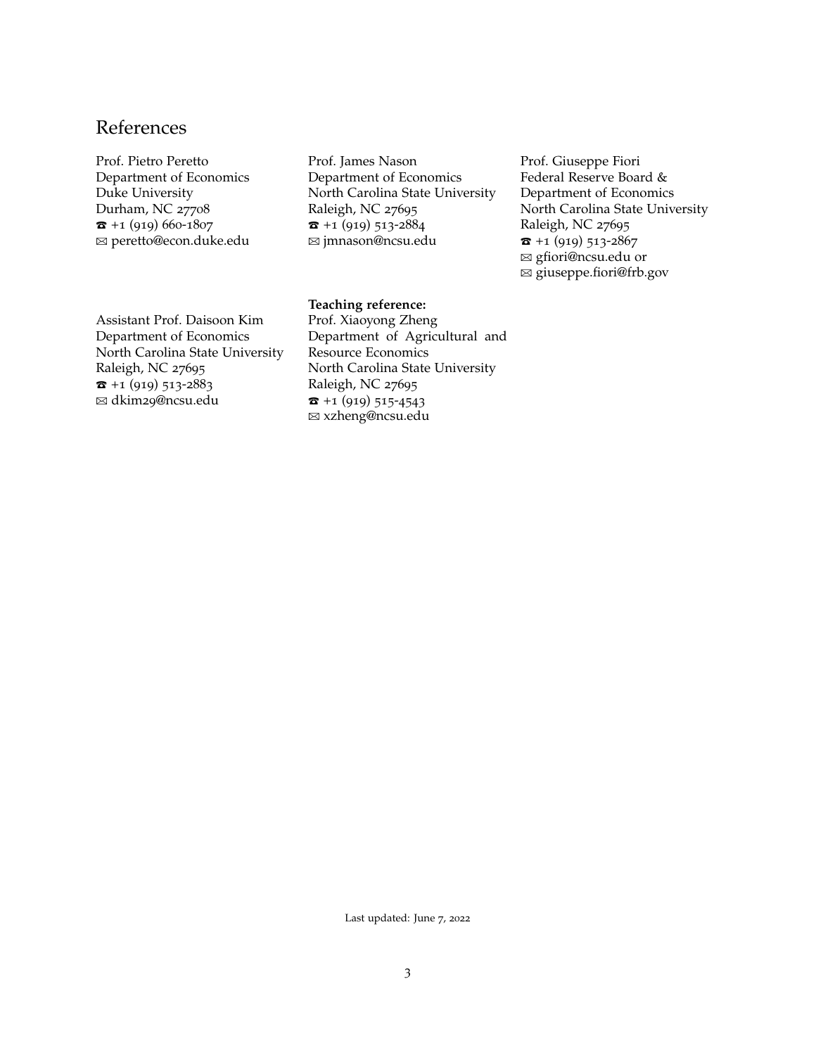## References

Prof. Pietro Peretto
Department of Economics
Duke University
Durham, NC 27708
☎ +1 (919) 660-1807
✉ peretto@econ.duke.edu

Prof. James Nason
Department of Economics
North Carolina State University
Raleigh, NC 27695
☎ +1 (919) 513-2884
✉ jmnason@ncsu.edu

Prof. Giuseppe Fiori
Federal Reserve Board &
Department of Economics
North Carolina State University
Raleigh, NC 27695
☎ +1 (919) 513-2867
✉ gfiori@ncsu.edu or
✉ giuseppe.fiori@frb.gov

Assistant Prof. Daisoon Kim
Department of Economics
North Carolina State University
Raleigh, NC 27695
☎ +1 (919) 513-2883
✉ dkim29@ncsu.edu

**Teaching reference:**
Prof. Xiaoyong Zheng
Department of Agricultural and Resource Economics
North Carolina State University
Raleigh, NC 27695
☎ +1 (919) 515-4543
✉ xzheng@ncsu.edu

Last updated: June 7, 2022